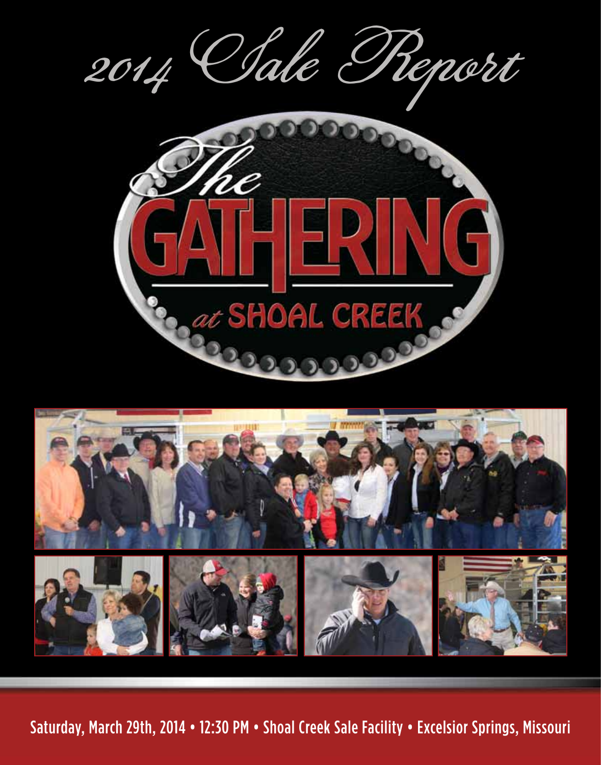# 2014 Sale Report

## The GATHERING at SHOAL CREEK

Saturday, March 29th, 2014 • 12:30 PM • Shoal Creek Sale Facility • Excelsior Springs, Missouri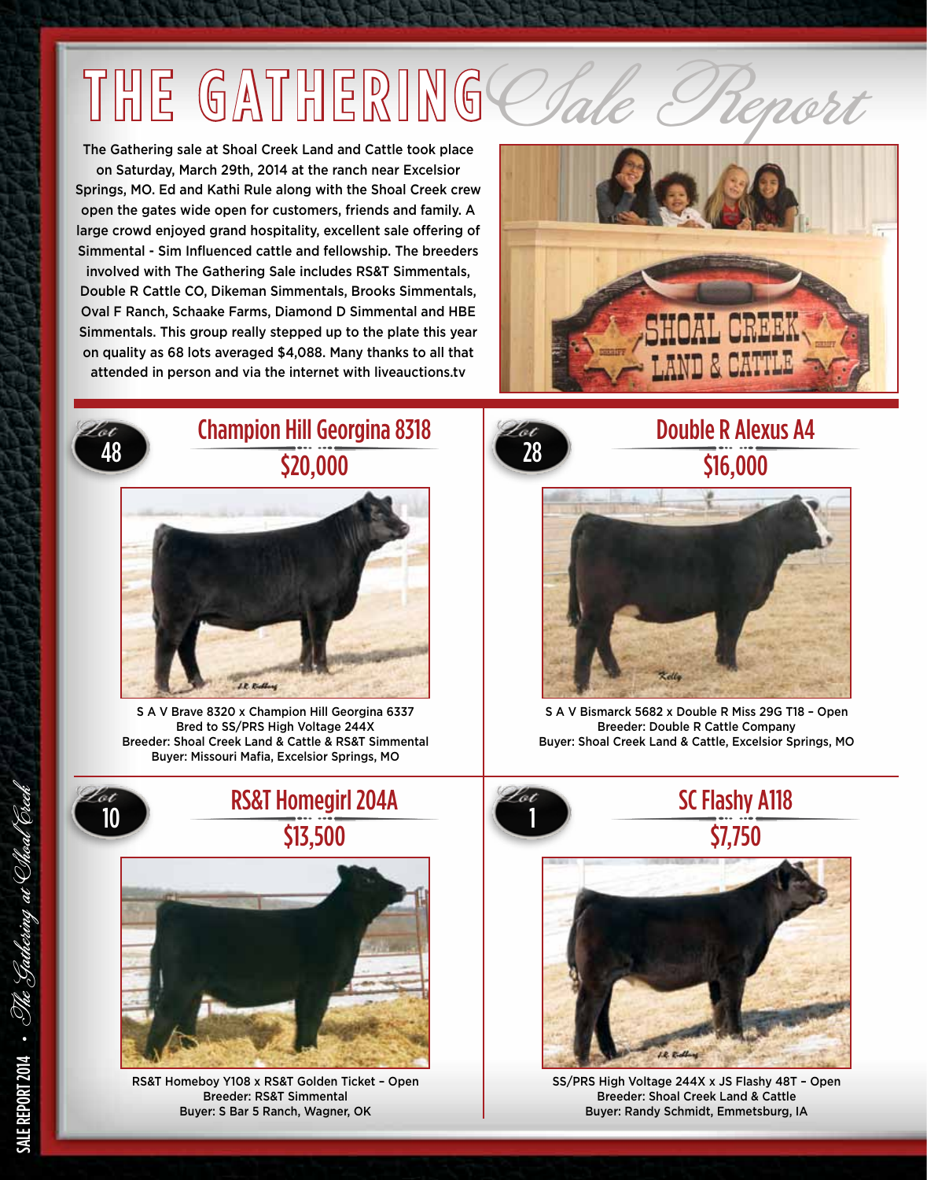# THE GATHERING Sale Report

The Gathering sale at Shoal Creek Land and Cattle took place on Saturday, March 29th, 2014 at the ranch near Excelsior Springs, MO. Ed and Kathi Rule along with the Shoal Creek crew open the gates wide open for customers, friends and family. A large crowd enjoyed grand hospitality, excellent sale offering of Simmental - Sim Influenced cattle and fellowship. The breeders involved with The Gathering Sale includes RS&T Simmentals, Double R Cattle CO, Dikeman Simmentals, Brooks Simmentals, Oval F Ranch, Schaake Farms, Diamond D Simmental and HBE Simmentals. This group really stepped up to the plate this year on quality as 68 lots averaged $4,088. Many thanks to all that attended in person and via the internet with liveauctions.tv

## Lot 48 — Champion Hill Georgina 8318

**$20,000**

S A V Brave 8320 x Champion Hill Georgina 6337
Bred to SS/PRS High Voltage 244X
Breeder: Shoal Creek Land & Cattle & RS&T Simmental
Buyer: Missouri Mafia, Excelsior Springs, MO

## Lot 28 — Double R Alexus A4

**$16,000**

S A V Bismarck 5682 x Double R Miss 29G T18 – Open
Breeder: Double R Cattle Company
Buyer: Shoal Creek Land & Cattle, Excelsior Springs, MO

## Lot 10 — RS&T Homegirl 204A

**$13,500**

RS&T Homeboy Y108 x RS&T Golden Ticket – Open
Breeder: RS&T Simmental
Buyer: S Bar 5 Ranch, Wagner, OK

## Lot 1 — SC Flashy A118

**$7,750**

SS/PRS High Voltage 244X x JS Flashy 48T – Open
Breeder: Shoal Creek Land & Cattle
Buyer: Randy Schmidt, Emmetsburg, IA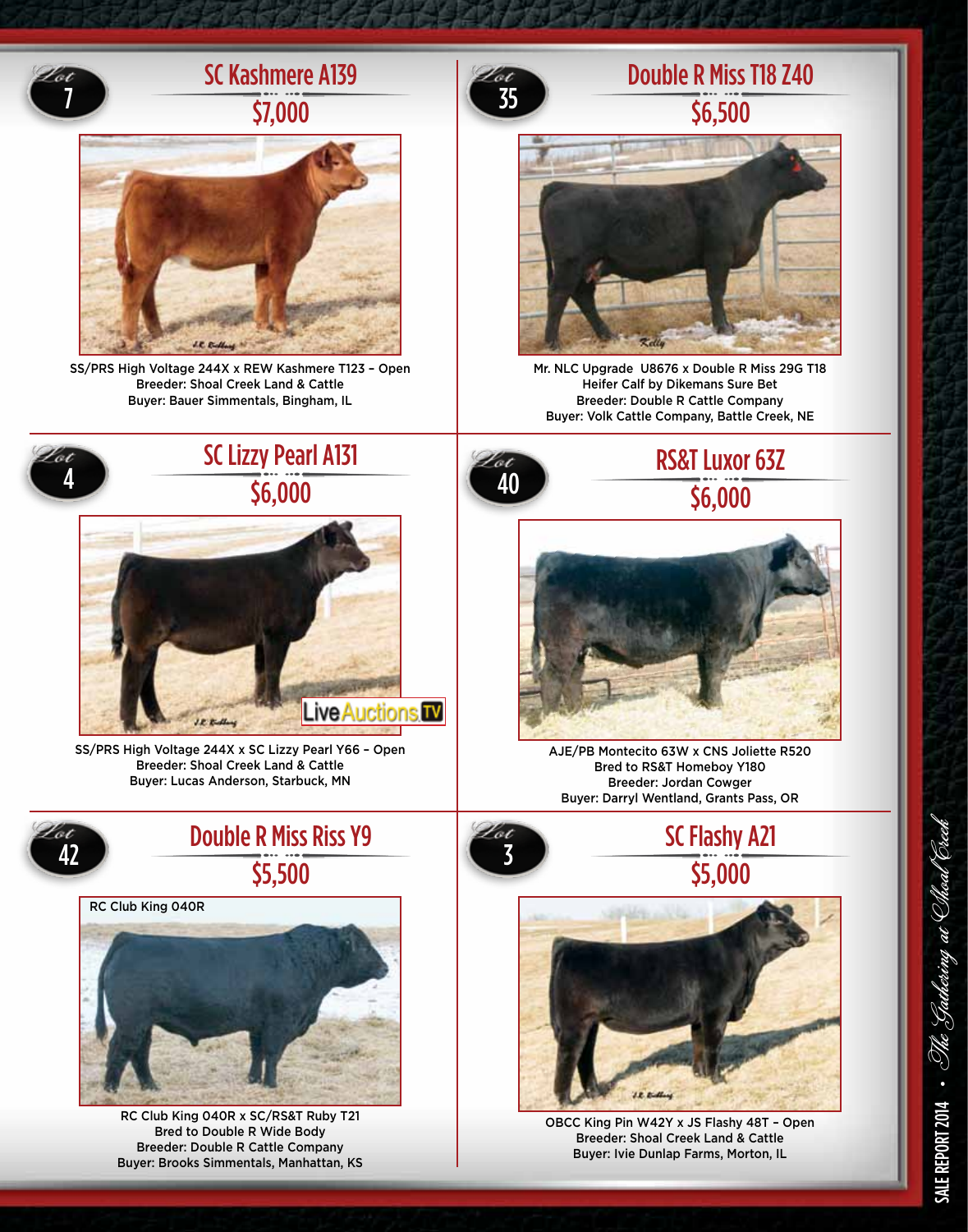## Lot 7 — SC Kashmere A139

**$7,000**

SS/PRS High Voltage 244X x REW Kashmere T123 – Open
Breeder: Shoal Creek Land & Cattle
Buyer: Bauer Simmentals, Bingham, IL

## Lot 35 — Double R Miss T18 Z40

**$6,500**

Mr. NLC Upgrade U8676 x Double R Miss 29G T18
Heifer Calf by Dikemans Sure Bet
Breeder: Double R Cattle Company
Buyer: Volk Cattle Company, Battle Creek, NE

## Lot 4 — SC Lizzy Pearl A131

**$6,000**

SS/PRS High Voltage 244X x SC Lizzy Pearl Y66 – Open
Breeder: Shoal Creek Land & Cattle
Buyer: Lucas Anderson, Starbuck, MN

## Lot 40 — RS&T Luxor 63Z

**$6,000**

AJE/PB Montecito 63W x CNS Joliette R520
Bred to RS&T Homeboy Y180
Breeder: Jordan Cowger
Buyer: Darryl Wentland, Grants Pass, OR

## Lot 42 — Double R Miss Riss Y9

**$5,500**

RC Club King 040R

RC Club King 040R x SC/RS&T Ruby T21
Bred to Double R Wide Body
Breeder: Double R Cattle Company
Buyer: Brooks Simmentals, Manhattan, KS

## Lot 3 — SC Flashy A21

**$5,000**

OBCC King Pin W42Y x JS Flashy 48T – Open
Breeder: Shoal Creek Land & Cattle
Buyer: Ivie Dunlap Farms, Morton, IL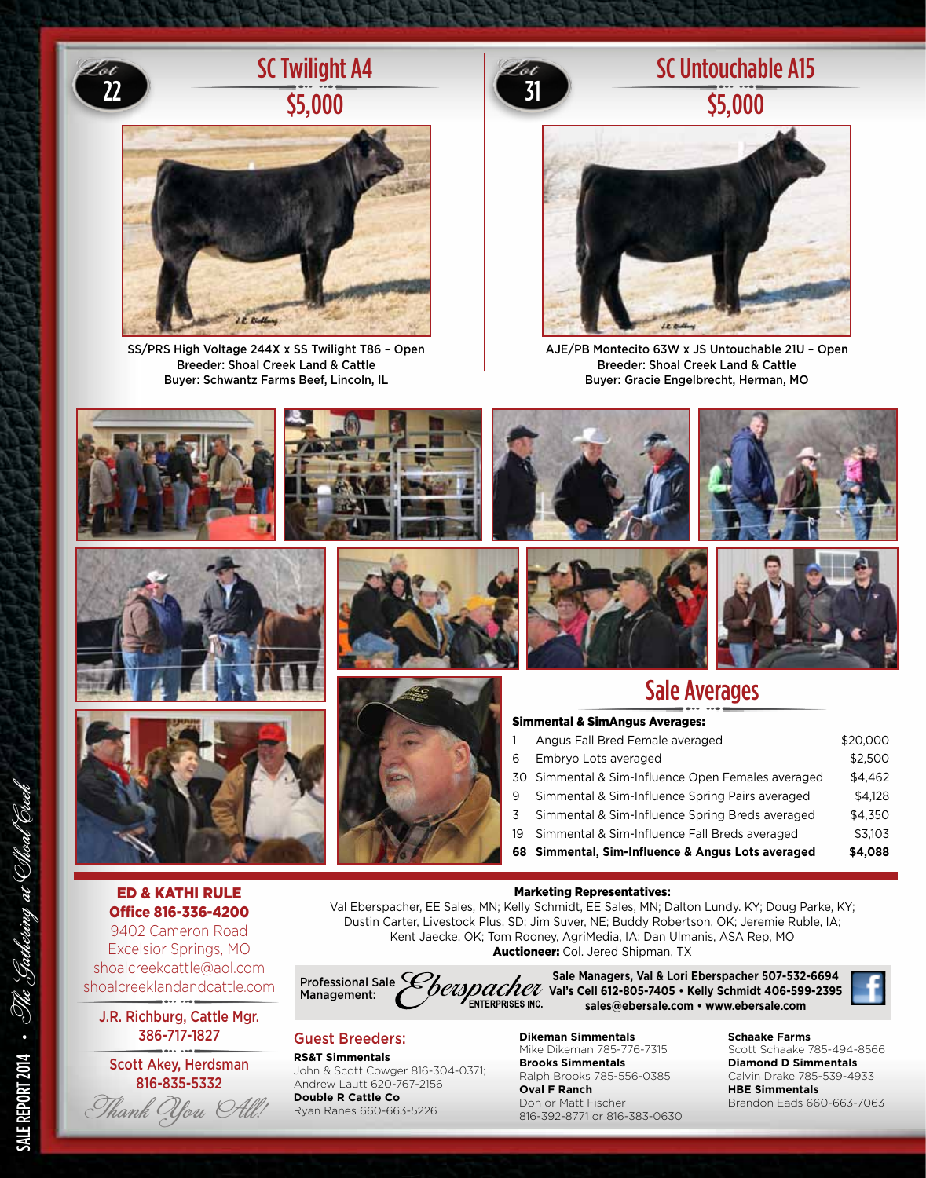Lot 22

## SC Twilight A4

## $5,000

SS/PRS High Voltage 244X x SS Twilight T86 – Open
Breeder: Shoal Creek Land & Cattle
Buyer: Schwantz Farms Beef, Lincoln, IL

Lot 31

## SC Untouchable A15

## $5,000

AJE/PB Montecito 63W x JS Untouchable 21U – Open
Breeder: Shoal Creek Land & Cattle
Buyer: Gracie Engelbrecht, Herman, MO

## Sale Averages

**Simmental & SimAngus Averages:**

| | | |
|---|---|---|
| 1 | Angus Fall Bred Female averaged | $20,000 |
| 6 | Embryo Lots averaged | $2,500 |
| 30 | Simmental & Sim-Influence Open Females averaged | $4,462 |
| 9 | Simmental & Sim-Influence Spring Pairs averaged | $4,128 |
| 3 | Simmental & Sim-Influence Spring Breds averaged | $4,350 |
| 19 | Simmental & Sim-Influence Fall Breds averaged | $3,103 |
| **68** | **Simmental, Sim-Influence & Angus Lots averaged** | **$4,088** |

**ED & KATHI RULE**
**Office 816-336-4200**
9402 Cameron Road
Excelsior Springs, MO
shoalcreekcattle@aol.com
shoalcreeklandandcattle.com

J.R. Richburg, Cattle Mgr.
386-717-1827

Scott Akey, Herdsman
816-835-5332

*Thank You All!*

**Marketing Representatives:**
Val Eberspacher, EE Sales, MN; Kelly Schmidt, EE Sales, MN; Dalton Lundy. KY; Doug Parke, KY; Dustin Carter, Livestock Plus, SD; Jim Suver, NE; Buddy Robertson, OK; Jeremie Ruble, IA; Kent Jaecke, OK; Tom Rooney, AgriMedia, IA; Dan Ulmanis, ASA Rep, MO
**Auctioneer:** Col. Jered Shipman, TX

Professional Sale Management: Eberspacher Enterprises Inc.
Sale Managers, Val & Lori Eberspacher 507-532-6694
Val's Cell 612-805-7405 • Kelly Schmidt 406-599-2395
sales@ebersale.com • www.ebersale.com

### Guest Breeders:

**RS&T Simmentals**
John & Scott Cowger 816-304-0371; Andrew Lautt 620-767-2156
**Double R Cattle Co**
Ryan Ranes 660-663-5226

**Dikeman Simmentals**
Mike Dikeman 785-776-7315
**Brooks Simmentals**
Ralph Brooks 785-556-0385
**Oval F Ranch**
Don or Matt Fischer
816-392-8771 or 816-383-0630

**Schaake Farms**
Scott Schaake 785-494-8566
**Diamond D Simmentals**
Calvin Drake 785-539-4933
**HBE Simmentals**
Brandon Eads 660-663-7063